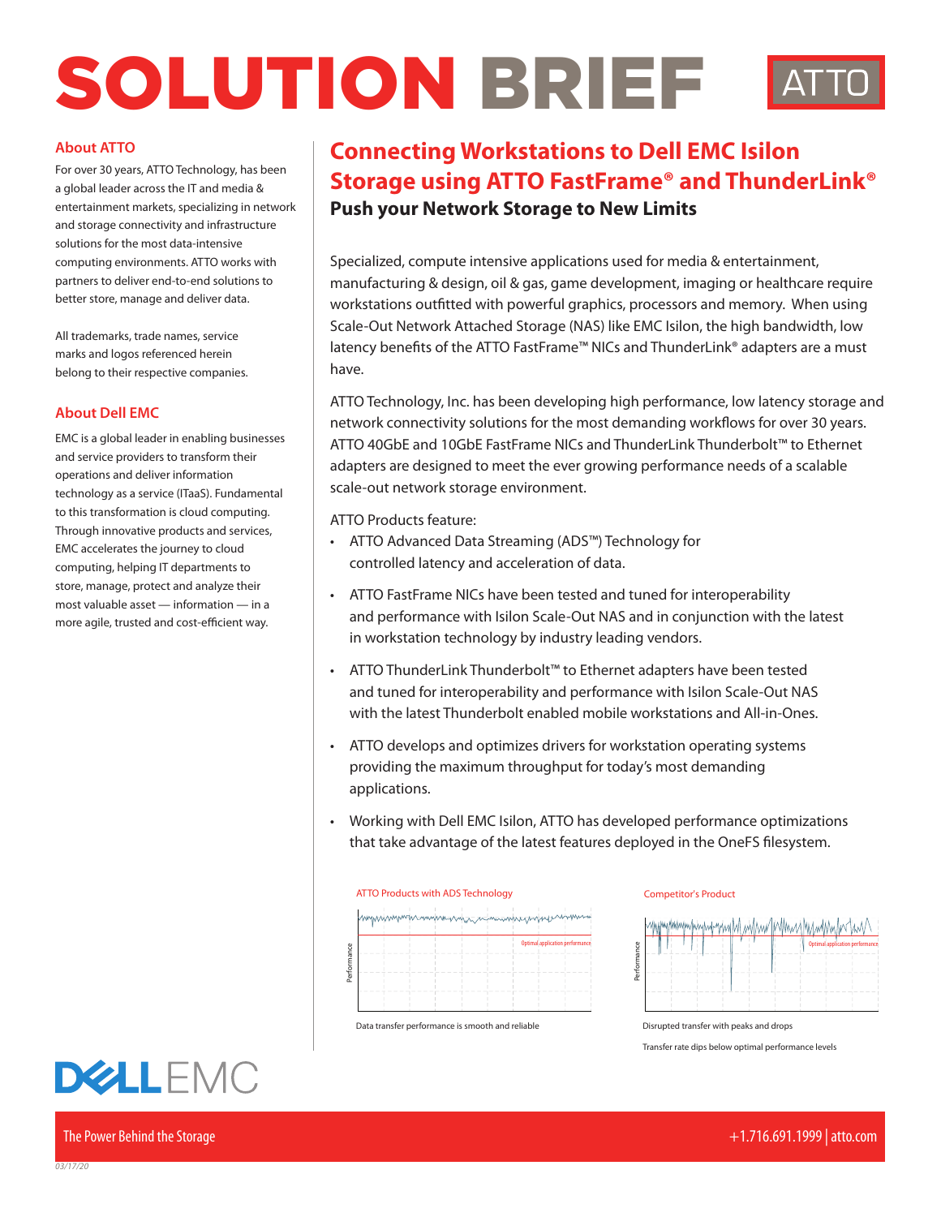# SOLUTION BRIEF

ATTO

## About ATTO

For over 30 years, ATTO Technology, has been a global leader across the IT and media & entertainment markets, specializing in network and storage connectivity and infrastructure solutions for the most data-intensive computing environments. ATTO works with partners to deliver end-to-end solutions to better store, manage and deliver data.

All trademarks, trade names, service marks and logos referenced herein belong to their respective companies.

## About Dell EMC

EMC is a global leader in enabling businesses and service providers to transform their operations and deliver information technology as a service (ITaaS). Fundamental to this transformation is cloud computing. Through innovative products and services, EMC accelerates the journey to cloud computing, helping IT departments to store, manage, protect and analyze their most valuable asset — information — in a more agile, trusted and cost-efficient way.

## Connecting Workstations to Dell EMC Isilon Storage using ATTO FastFrame® and ThunderLink®

### Push your Network Storage to New Limits

Specialized, compute intensive applications used for media & entertainment, manufacturing & design, oil & gas, game development, imaging or healthcare require workstations outfitted with powerful graphics, processors and memory. When using Scale-Out Network Attached Storage (NAS) like EMC Isilon, the high bandwidth, low latency benefits of the ATTO FastFrame™ NICs and ThunderLink® adapters are a must have.

ATTO Technology, Inc. has been developing high performance, low latency storage and network connectivity solutions for the most demanding workflows for over 30 years. ATTO 40GbE and 10GbE FastFrame NICs and ThunderLink Thunderbolt™ to Ethernet adapters are designed to meet the ever growing performance needs of a scalable scale-out network storage environment.

ATTO Products feature:

- ATTO Advanced Data Streaming (ADS™) Technology for controlled latency and acceleration of data.
- ATTO FastFrame NICs have been tested and tuned for interoperability and performance with Isilon Scale-Out NAS and in conjunction with the latest in workstation technology by industry leading vendors.
- ATTO ThunderLink Thunderbolt™ to Ethernet adapters have been tested and tuned for interoperability and performance with Isilon Scale-Out NAS with the latest Thunderbolt enabled mobile workstations and All-in-Ones.
- ATTO develops and optimizes drivers for workstation operating systems providing the maximum throughput for today's most demanding applications.
- Working with Dell EMC Isilon, ATTO has developed performance optimizations that take advantage of the latest features deployed in the OneFS filesystem.

ATTO Products with ADS Technology

Data transfer performance is smooth and reliable

Competitor's Product

Disrupted transfer with peaks and drops

Transfer rate dips below optimal performance levels

DELL EMC

The Power Behind the Storage

+1.716.691.1999 | atto.com

03/17/20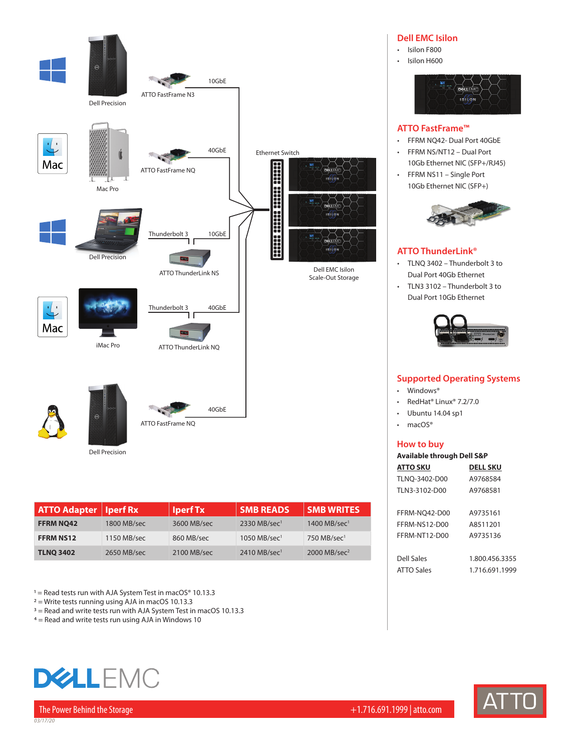Dell Precision

ATTO FastFrame N3

10GbE

Mac

Mac Pro

ATTO FastFrame NQ

40GbE

Ethernet Switch

Dell Precision

Thunderbolt 3

10GbE

ATTO ThunderLink NS

Dell EMC Isilon
Scale-Out Storage

Mac

iMac Pro

Thunderbolt 3

40GbE

ATTO ThunderLink NQ

Dell Precision

ATTO FastFrame NQ

40GbE

| ATTO Adapter | Iperf Rx | Iperf Tx | SMB READS | SMB WRITES |
|---|---|---|---|---|
| **FFRM NQ42** | 1800 MB/sec | 3600 MB/sec | 2330 MB/sec[1] | 1400 MB/sec[1] |
| **FFRM NS12** | 1150 MB/sec | 860 MB/sec | 1050 MB/sec[1] | 750 MB/sec[1] |
| **TLNQ 3402** | 2650 MB/sec | 2100 MB/sec | 2410 MB/sec[1] | 2000 MB/sec[2] |

[1] = Read tests run with AJA System Test in macOS® 10.13.3
[2] = Write tests running using AJA in macOS 10.13.3
[3] = Read and write tests run with AJA System Test in macOS 10.13.3
[4] = Read and write tests run using AJA in Windows 10

## Dell EMC Isilon

- Isilon F800
- Isilon H600

## ATTO FastFrame™

- FFRM NQ42- Dual Port 40GbE
- FFRM NS/NT12 – Dual Port 10Gb Ethernet NIC (SFP+/RJ45)
- FFRM NS11 – Single Port 10Gb Ethernet NIC (SFP+)

## ATTO ThunderLink®

- TLNQ 3402 – Thunderbolt 3 to Dual Port 40Gb Ethernet
- TLN3 3102 – Thunderbolt 3 to Dual Port 10Gb Ethernet

## Supported Operating Systems

- Windows®
- RedHat® Linux® 7.2/7.0
- Ubuntu 14.04 sp1
- macOS®

## How to buy

**Available through Dell S&P**

| ATTO SKU | DELL SKU |
|---|---|
| TLNQ-3402-D00 | A9768584 |
| TLN3-3102-D00 | A9768581 |
| FFRM-NQ42-D00 | A9735161 |
| FFRM-NS12-D00 | A8511201 |
| FFRM-NT12-D00 | A9735136 |

| | |
|---|---|
| Dell Sales | 1.800.456.3355 |
| ATTO Sales | 1.716.691.1999 |

DELL EMC

The Power Behind the Storage

+1.716.691.1999 | atto.com

ATTO

03/17/20